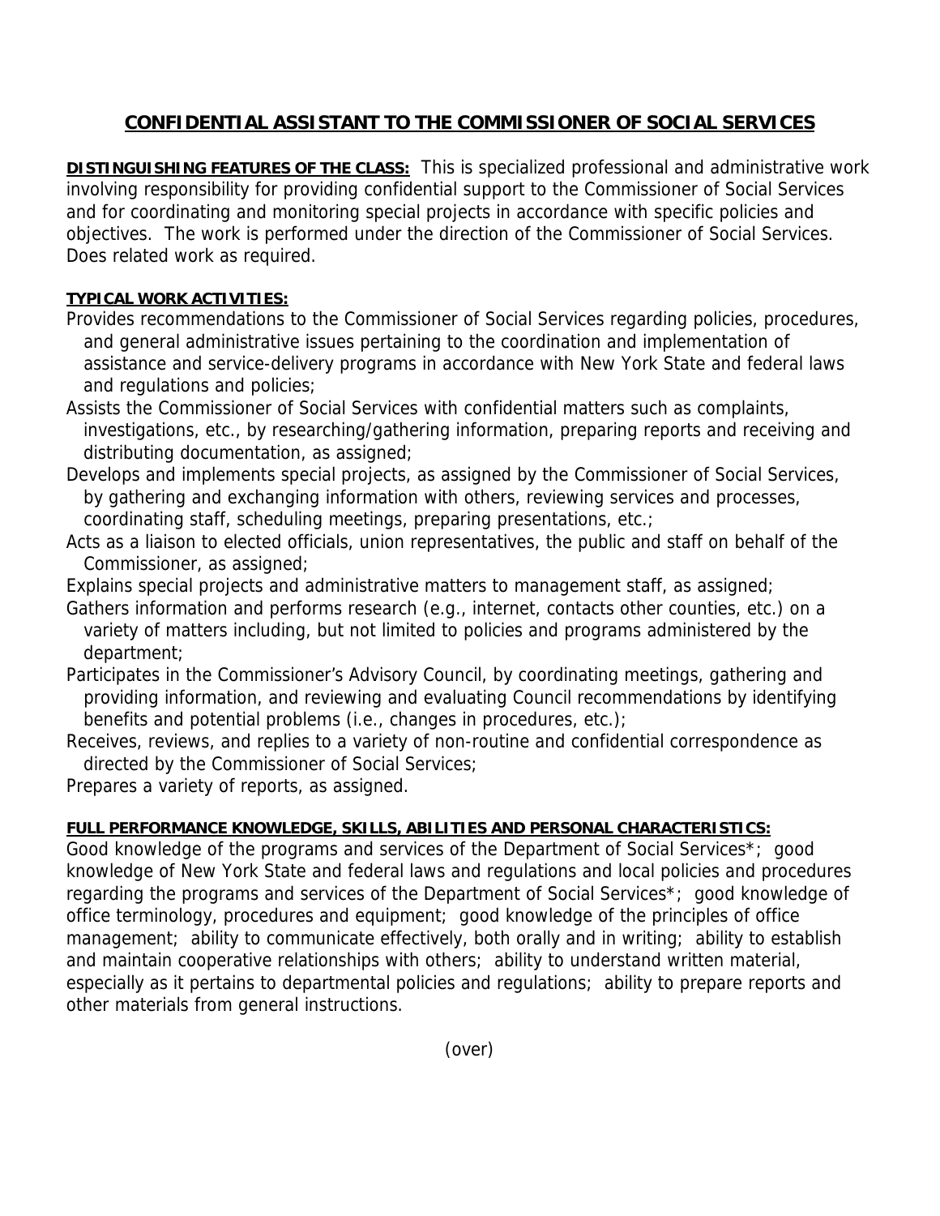# CONFIDENTIAL ASSISTANT TO THE COMMISSIONER OF SOCIAL SERVICES

**DISTINGUISHING FEATURES OF THE CLASS:** This is specialized professional and administrative work involving responsibility for providing confidential support to the Commissioner of Social Services and for coordinating and monitoring special projects in accordance with specific policies and objectives. The work is performed under the direction of the Commissioner of Social Services. Does related work as required.

**TYPICAL WORK ACTIVITIES:**

Provides recommendations to the Commissioner of Social Services regarding policies, procedures, and general administrative issues pertaining to the coordination and implementation of assistance and service-delivery programs in accordance with New York State and federal laws and regulations and policies;

Assists the Commissioner of Social Services with confidential matters such as complaints, investigations, etc., by researching/gathering information, preparing reports and receiving and distributing documentation, as assigned;

Develops and implements special projects, as assigned by the Commissioner of Social Services, by gathering and exchanging information with others, reviewing services and processes, coordinating staff, scheduling meetings, preparing presentations, etc.;

Acts as a liaison to elected officials, union representatives, the public and staff on behalf of the Commissioner, as assigned;

Explains special projects and administrative matters to management staff, as assigned;

Gathers information and performs research (e.g., internet, contacts other counties, etc.) on a variety of matters including, but not limited to policies and programs administered by the department;

Participates in the Commissioner's Advisory Council, by coordinating meetings, gathering and providing information, and reviewing and evaluating Council recommendations by identifying benefits and potential problems (i.e., changes in procedures, etc.);

Receives, reviews, and replies to a variety of non-routine and confidential correspondence as directed by the Commissioner of Social Services;

Prepares a variety of reports, as assigned.

**FULL PERFORMANCE KNOWLEDGE, SKILLS, ABILITIES AND PERSONAL CHARACTERISTICS:**

Good knowledge of the programs and services of the Department of Social Services*; good knowledge of New York State and federal laws and regulations and local policies and procedures regarding the programs and services of the Department of Social Services*; good knowledge of office terminology, procedures and equipment; good knowledge of the principles of office management; ability to communicate effectively, both orally and in writing; ability to establish and maintain cooperative relationships with others; ability to understand written material, especially as it pertains to departmental policies and regulations; ability to prepare reports and other materials from general instructions.

(over)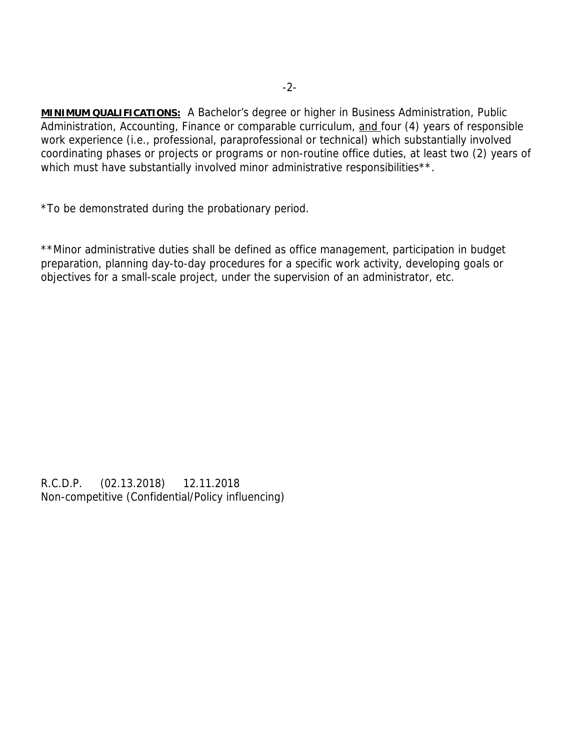**MINIMUM QUALIFICATIONS:** A Bachelor's degree or higher in Business Administration, Public Administration, Accounting, Finance or comparable curriculum, and four (4) years of responsible work experience (i.e., professional, paraprofessional or technical) which substantially involved coordinating phases or projects or programs or non-routine office duties, at least two (2) years of which must have substantially involved minor administrative responsibilities**.

*To be demonstrated during the probationary period.

**Minor administrative duties shall be defined as office management, participation in budget preparation, planning day-to-day procedures for a specific work activity, developing goals or objectives for a small-scale project, under the supervision of an administrator, etc.

R.C.D.P. (02.13.2018) 12.11.2018
Non-competitive (Confidential/Policy influencing)